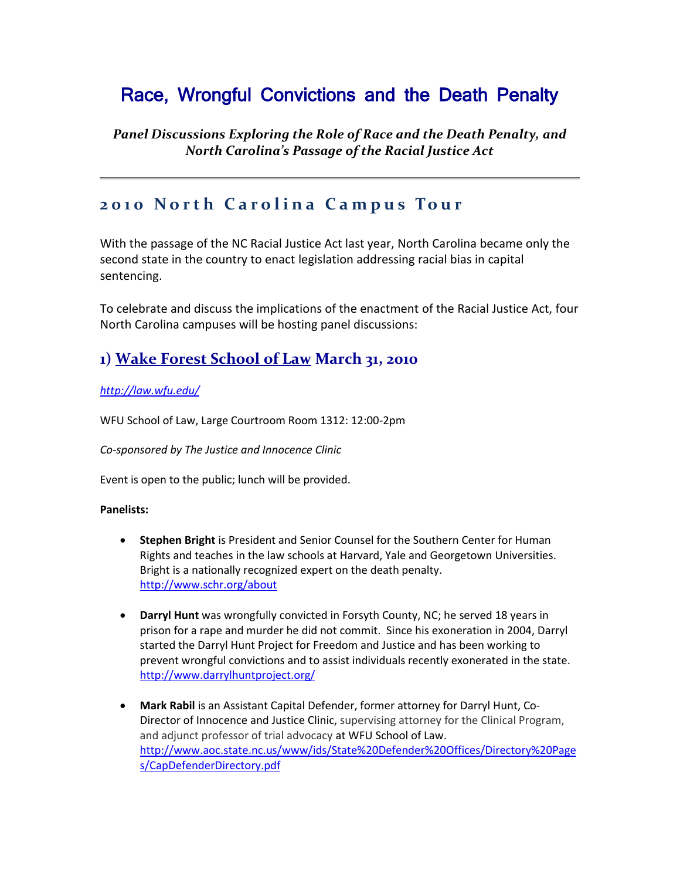# Race, Wrongful Convictions and the Death Penalty

***Panel Discussions Exploring the Role of Race and the Death Penalty, and North Carolina's Passage of the Racial Justice Act***

---

## 2010 North Carolina Campus Tour

With the passage of the NC Racial Justice Act last year, North Carolina became only the second state in the country to enact legislation addressing racial bias in capital sentencing.

To celebrate and discuss the implications of the enactment of the Racial Justice Act, four North Carolina campuses will be hosting panel discussions:

### 1) Wake Forest School of Law March 31, 2010

*http://law.wfu.edu/*

WFU School of Law, Large Courtroom Room 1312: 12:00-2pm

*Co-sponsored by The Justice and Innocence Clinic*

Event is open to the public; lunch will be provided.

**Panelists:**

- **Stephen Bright** is President and Senior Counsel for the Southern Center for Human Rights and teaches in the law schools at Harvard, Yale and Georgetown Universities. Bright is a nationally recognized expert on the death penalty. http://www.schr.org/about

- **Darryl Hunt** was wrongfully convicted in Forsyth County, NC; he served 18 years in prison for a rape and murder he did not commit. Since his exoneration in 2004, Darryl started the Darryl Hunt Project for Freedom and Justice and has been working to prevent wrongful convictions and to assist individuals recently exonerated in the state. http://www.darrylhuntproject.org/

- **Mark Rabil** is an Assistant Capital Defender, former attorney for Darryl Hunt, Co-Director of Innocence and Justice Clinic, supervising attorney for the Clinical Program, and adjunct professor of trial advocacy at WFU School of Law. http://www.aoc.state.nc.us/www/ids/State%20Defender%20Offices/Directory%20Pages/CapDefenderDirectory.pdf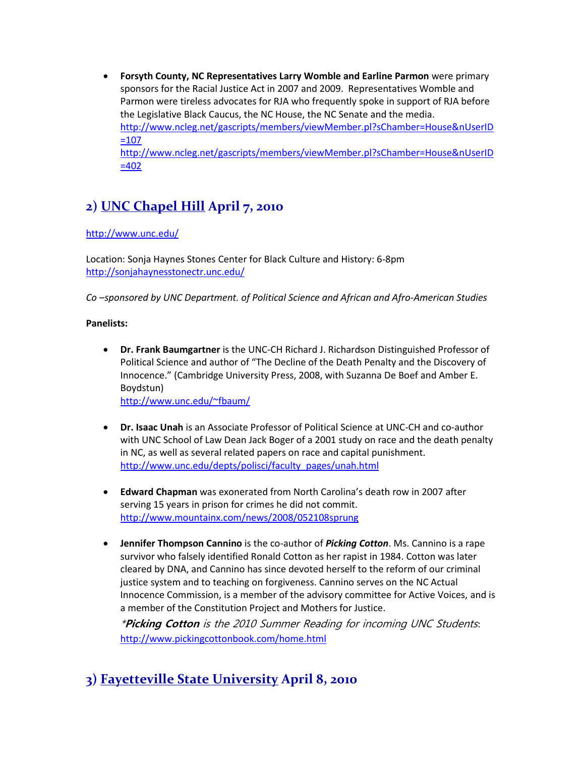- **Forsyth County, NC Representatives Larry Womble and Earline Parmon** were primary sponsors for the Racial Justice Act in 2007 and 2009. Representatives Womble and Parmon were tireless advocates for RJA who frequently spoke in support of RJA before the Legislative Black Caucus, the NC House, the NC Senate and the media.
  http://www.ncleg.net/gascripts/members/viewMember.pl?sChamber=House&nUserID=107
  http://www.ncleg.net/gascripts/members/viewMember.pl?sChamber=House&nUserID=402

## 2) UNC Chapel Hill April 7, 2010

http://www.unc.edu/

Location: Sonja Haynes Stones Center for Black Culture and History: 6-8pm
http://sonjahaynesstonectr.unc.edu/

*Co –sponsored by UNC Department. of Political Science and African and Afro-American Studies*

**Panelists:**

- **Dr. Frank Baumgartner** is the UNC-CH Richard J. Richardson Distinguished Professor of Political Science and author of "The Decline of the Death Penalty and the Discovery of Innocence." (Cambridge University Press, 2008, with Suzanna De Boef and Amber E. Boydstun)
  http://www.unc.edu/~fbaum/

- **Dr. Isaac Unah** is an Associate Professor of Political Science at UNC-CH and co-author with UNC School of Law Dean Jack Boger of a 2001 study on race and the death penalty in NC, as well as several related papers on race and capital punishment.
  http://www.unc.edu/depts/polisci/faculty_pages/unah.html

- **Edward Chapman** was exonerated from North Carolina's death row in 2007 after serving 15 years in prison for crimes he did not commit.
  http://www.mountainx.com/news/2008/052108sprung

- **Jennifer Thompson Cannino** is the co-author of ***Picking Cotton***. Ms. Cannino is a rape survivor who falsely identified Ronald Cotton as her rapist in 1984. Cotton was later cleared by DNA, and Cannino has since devoted herself to the reform of our criminal justice system and to teaching on forgiveness. Cannino serves on the NC Actual Innocence Commission, is a member of the advisory committee for Active Voices, and is a member of the Constitution Project and Mothers for Justice.

  **Picking Cotton* is the 2010 Summer Reading for incoming UNC Students*:
  http://www.pickingcottonbook.com/home.html

## 3) Fayetteville State University April 8, 2010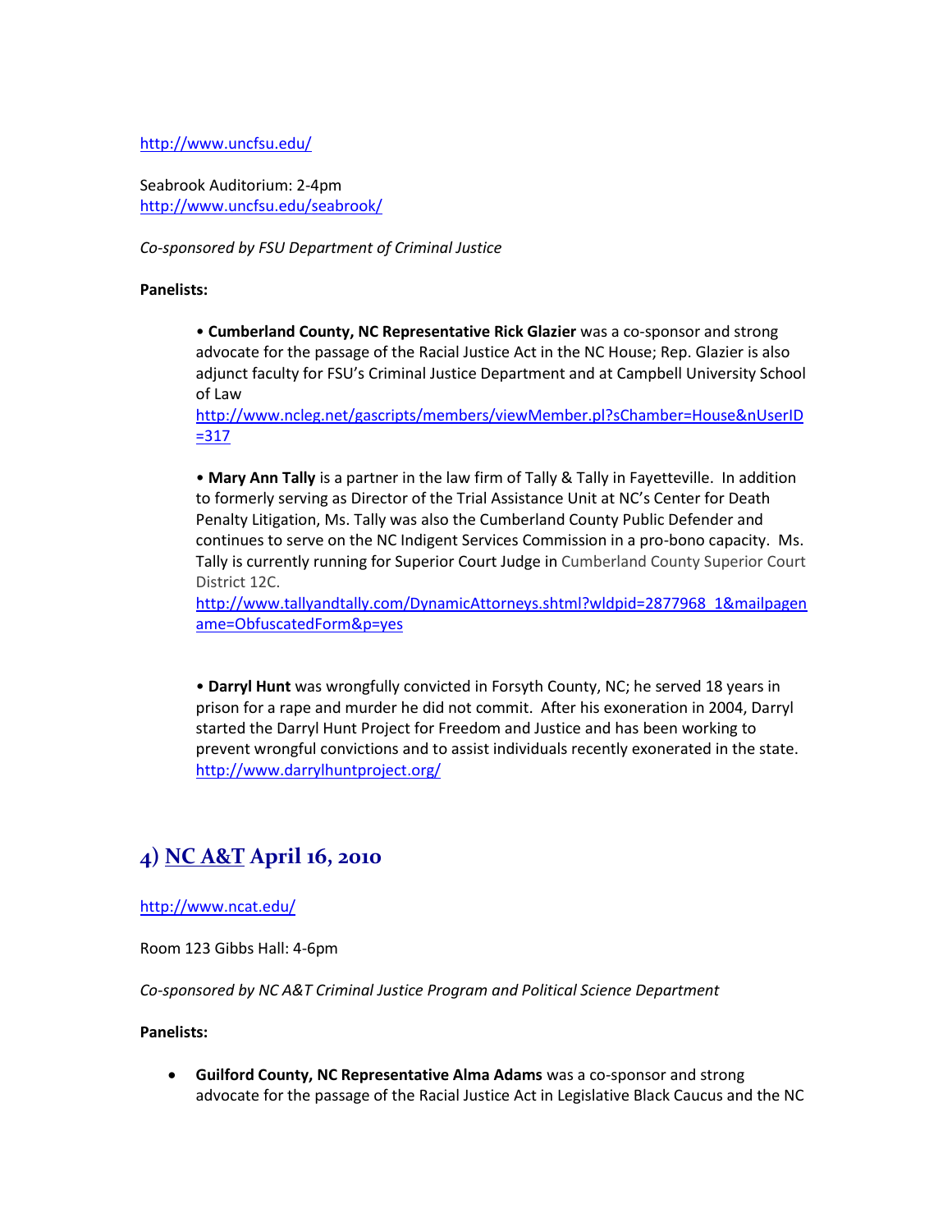http://www.uncfsu.edu/

Seabrook Auditorium: 2-4pm
http://www.uncfsu.edu/seabrook/

*Co-sponsored by FSU Department of Criminal Justice*

**Panelists:**

- **Cumberland County, NC Representative Rick Glazier** was a co-sponsor and strong advocate for the passage of the Racial Justice Act in the NC House; Rep. Glazier is also adjunct faculty for FSU's Criminal Justice Department and at Campbell University School of Law
  http://www.ncleg.net/gascripts/members/viewMember.pl?sChamber=House&nUserID=317

- **Mary Ann Tally** is a partner in the law firm of Tally & Tally in Fayetteville. In addition to formerly serving as Director of the Trial Assistance Unit at NC's Center for Death Penalty Litigation, Ms. Tally was also the Cumberland County Public Defender and continues to serve on the NC Indigent Services Commission in a pro-bono capacity. Ms. Tally is currently running for Superior Court Judge in Cumberland County Superior Court District 12C.
  http://www.tallyandtally.com/DynamicAttorneys.shtml?wldpid=2877968_1&mailpagename=ObfuscatedForm&p=yes

- **Darryl Hunt** was wrongfully convicted in Forsyth County, NC; he served 18 years in prison for a rape and murder he did not commit. After his exoneration in 2004, Darryl started the Darryl Hunt Project for Freedom and Justice and has been working to prevent wrongful convictions and to assist individuals recently exonerated in the state.
  http://www.darrylhuntproject.org/

## 4) NC A&T April 16, 2010

http://www.ncat.edu/

Room 123 Gibbs Hall: 4-6pm

*Co-sponsored by NC A&T Criminal Justice Program and Political Science Department*

**Panelists:**

- **Guilford County, NC Representative Alma Adams** was a co-sponsor and strong advocate for the passage of the Racial Justice Act in Legislative Black Caucus and the NC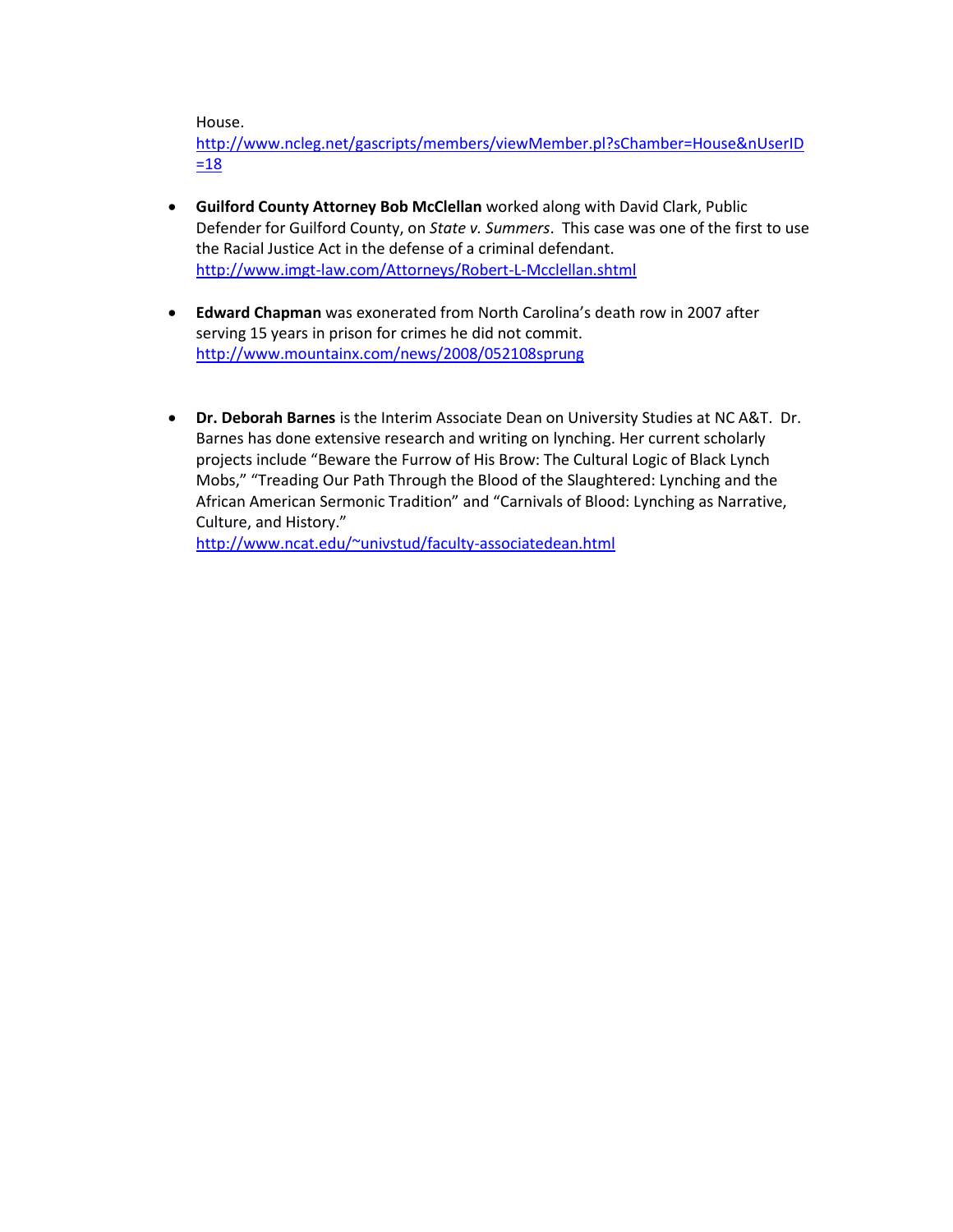House.
http://www.ncleg.net/gascripts/members/viewMember.pl?sChamber=House&nUserID=18

- **Guilford County Attorney Bob McClellan** worked along with David Clark, Public Defender for Guilford County, on *State v. Summers*. This case was one of the first to use the Racial Justice Act in the defense of a criminal defendant.
  http://www.imgt-law.com/Attorneys/Robert-L-Mcclellan.shtml

- **Edward Chapman** was exonerated from North Carolina's death row in 2007 after serving 15 years in prison for crimes he did not commit.
  http://www.mountainx.com/news/2008/052108sprung

- **Dr. Deborah Barnes** is the Interim Associate Dean on University Studies at NC A&T. Dr. Barnes has done extensive research and writing on lynching. Her current scholarly projects include "Beware the Furrow of His Brow: The Cultural Logic of Black Lynch Mobs," "Treading Our Path Through the Blood of the Slaughtered: Lynching and the African American Sermonic Tradition" and "Carnivals of Blood: Lynching as Narrative, Culture, and History."
  http://www.ncat.edu/~univstud/faculty-associatedean.html